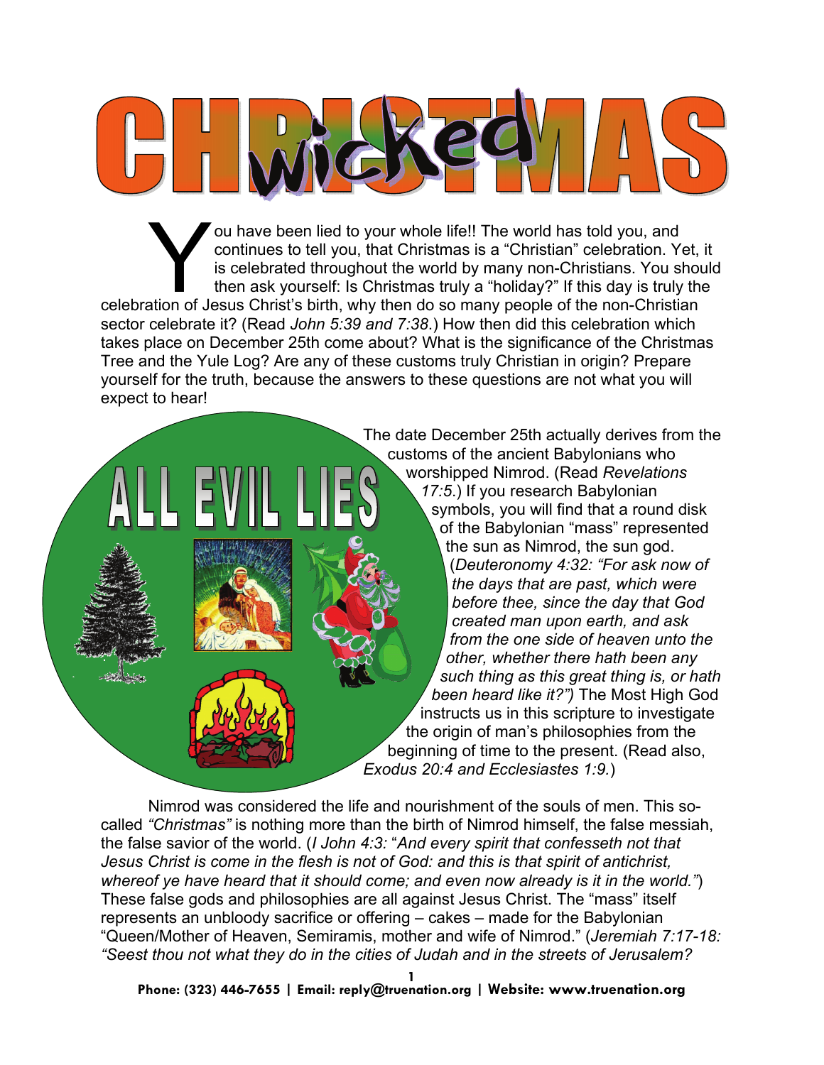# CHRISTMAS wicked

You have been lied to your whole life!! The world has told you, and continues to tell you, that Christmas is a "Christian" celebration. Yet, it is celebrated throughout the world by many non-Christians. You should then ask yourself: Is Christmas truly a "holiday?" If this day is truly the celebration of Jesus Christ's birth, why then do so many people of the non-Christian sector celebrate it? (Read *John 5:39 and 7:38*.) How then did this celebration which takes place on December 25th come about? What is the significance of the Christmas Tree and the Yule Log? Are any of these customs truly Christian in origin? Prepare yourself for the truth, because the answers to these questions are not what you will expect to hear!

ALL EVIL LIES

The date December 25th actually derives from the customs of the ancient Babylonians who worshipped Nimrod. (Read *Revelations 17:5*.) If you research Babylonian symbols, you will find that a round disk of the Babylonian "mass" represented the sun as Nimrod, the sun god. (*Deuteronomy 4:32: "For ask now of the days that are past, which were before thee, since the day that God created man upon earth, and ask from the one side of heaven unto the other, whether there hath been any such thing as this great thing is, or hath been heard like it?")* The Most High God instructs us in this scripture to investigate the origin of man's philosophies from the beginning of time to the present. (Read also, *Exodus 20:4 and Ecclesiastes 1:9*.)

Nimrod was considered the life and nourishment of the souls of men. This so-called *"Christmas"* is nothing more than the birth of Nimrod himself, the false messiah, the false savior of the world. (*I John 4:3:* "*And every spirit that confesseth not that Jesus Christ is come in the flesh is not of God: and this is that spirit of antichrist, whereof ye have heard that it should come; and even now already is it in the world."*) These false gods and philosophies are all against Jesus Christ. The "mass" itself represents an unbloody sacrifice or offering – cakes – made for the Babylonian "Queen/Mother of Heaven, Semiramis, mother and wife of Nimrod." (*Jeremiah 7:17-18: "Seest thou not what they do in the cities of Judah and in the streets of Jerusalem?*

**Phone: (323) 446-7655 | Email: reply@truenation.org | Website: www.truenation.org**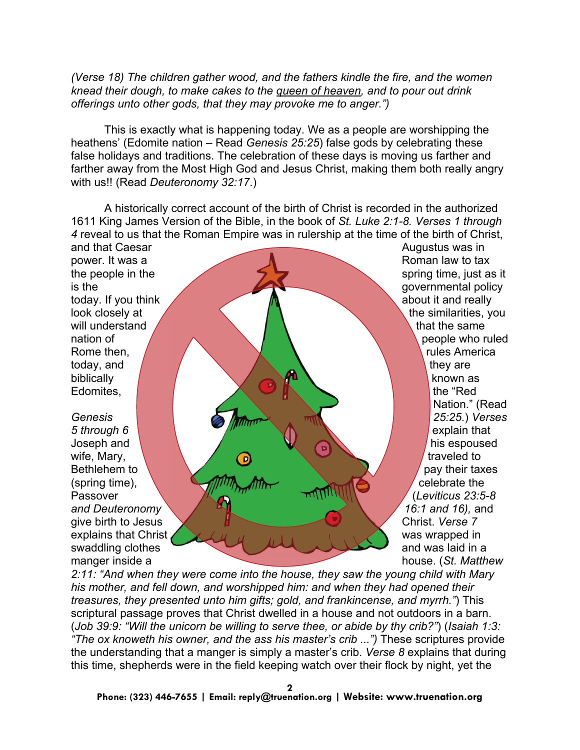*(Verse 18) The children gather wood, and the fathers kindle the fire, and the women knead their dough, to make cakes to the <u>queen of heaven</u>, and to pour out drink offerings unto other gods, that they may provoke me to anger.")*

This is exactly what is happening today. We as a people are worshipping the heathens' (Edomite nation – Read *Genesis 25:25*) false gods by celebrating these false holidays and traditions. The celebration of these days is moving us farther and farther away from the Most High God and Jesus Christ, making them both really angry with us!! (Read *Deuteronomy 32:17*.)

A historically correct account of the birth of Christ is recorded in the authorized 1611 King James Version of the Bible, in the book of *St. Luke 2:1-8. Verses 1 through 4* reveal to us that the Roman Empire was in rulership at the time of the birth of Christ, and that Caesar Augustus was in power. It was a Roman law to tax the people in the spring time, just as it is the governmental policy today. If you think about it and really look closely at the similarities, you will understand that the same nation of people who ruled Rome then, rules America today, and they are biblically known as Edomites, the "Red Nation." (Read *Genesis 25:25*.) *Verses 5 through 6* explain that Joseph and his espoused wife, Mary, traveled to Bethlehem to pay their taxes (spring time), celebrate the Passover (*Leviticus 23:5-8 and Deuteronomy 16:1 and 16*), and give birth to Jesus Christ. *Verse 7* explains that Christ was wrapped in swaddling clothes and was laid in a manger inside a house. (*St. Matthew 2:11: "And when they were come into the house, they saw the young child with Mary his mother, and fell down, and worshipped him: and when they had opened their treasures, they presented unto him gifts; gold, and frankincense, and myrrh."*) This scriptural passage proves that Christ dwelled in a house and not outdoors in a barn. (*Job 39:9: "Will the unicorn be willing to serve thee, or abide by thy crib?"*) (*Isaiah 1:3: "The ox knoweth his owner, and the ass his master's crib ..."*) These scriptures provide the understanding that a manger is simply a master's crib. *Verse 8* explains that during this time, shepherds were in the field keeping watch over their flock by night, yet the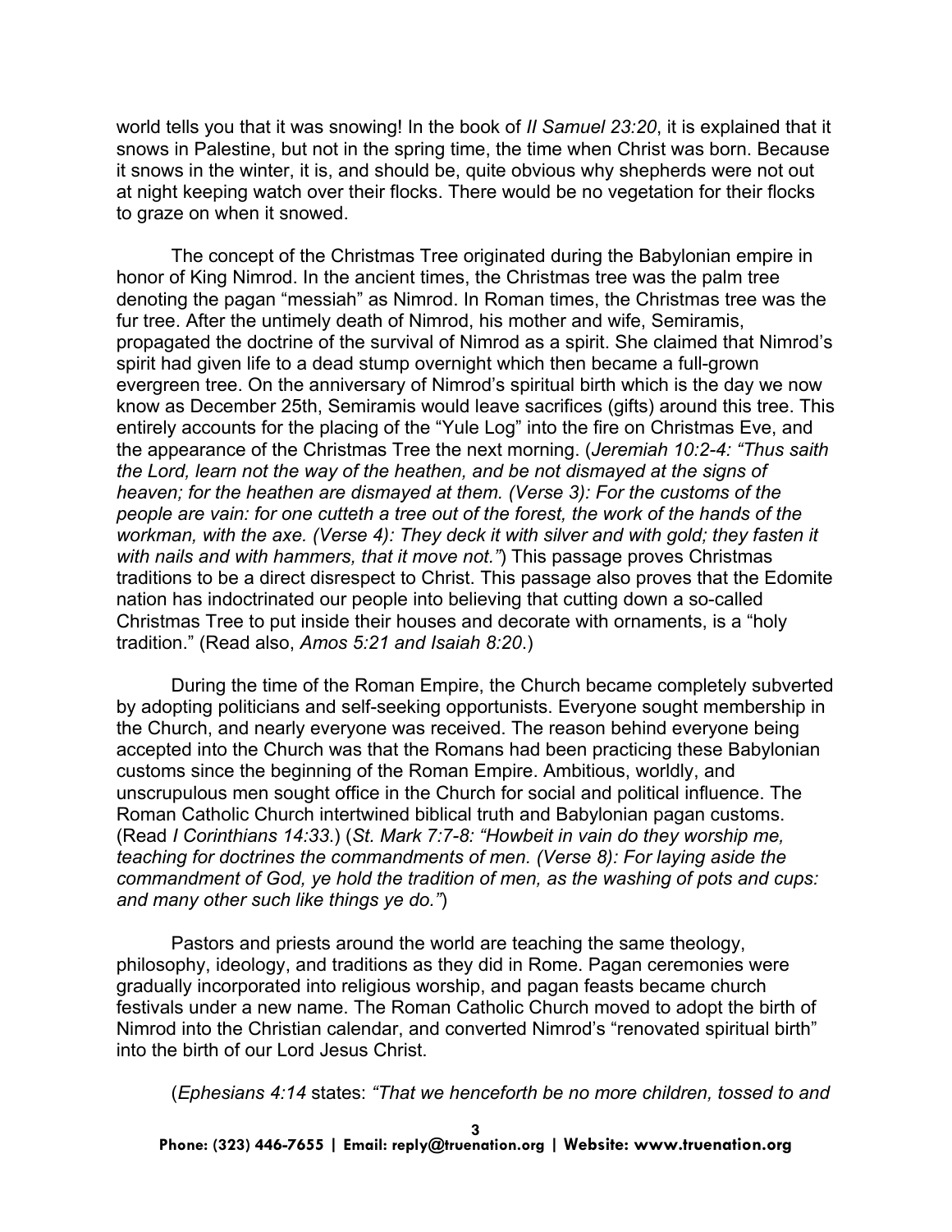world tells you that it was snowing! In the book of *II Samuel 23:20*, it is explained that it snows in Palestine, but not in the spring time, the time when Christ was born. Because it snows in the winter, it is, and should be, quite obvious why shepherds were not out at night keeping watch over their flocks. There would be no vegetation for their flocks to graze on when it snowed.

The concept of the Christmas Tree originated during the Babylonian empire in honor of King Nimrod. In the ancient times, the Christmas tree was the palm tree denoting the pagan "messiah" as Nimrod. In Roman times, the Christmas tree was the fur tree. After the untimely death of Nimrod, his mother and wife, Semiramis, propagated the doctrine of the survival of Nimrod as a spirit. She claimed that Nimrod's spirit had given life to a dead stump overnight which then became a full-grown evergreen tree. On the anniversary of Nimrod's spiritual birth which is the day we now know as December 25th, Semiramis would leave sacrifices (gifts) around this tree. This entirely accounts for the placing of the "Yule Log" into the fire on Christmas Eve, and the appearance of the Christmas Tree the next morning. (*Jeremiah 10:2-4: "Thus saith the Lord, learn not the way of the heathen, and be not dismayed at the signs of heaven; for the heathen are dismayed at them. (Verse 3): For the customs of the people are vain: for one cutteth a tree out of the forest, the work of the hands of the workman, with the axe. (Verse 4): They deck it with silver and with gold; they fasten it with nails and with hammers, that it move not."*) This passage proves Christmas traditions to be a direct disrespect to Christ. This passage also proves that the Edomite nation has indoctrinated our people into believing that cutting down a so-called Christmas Tree to put inside their houses and decorate with ornaments, is a "holy tradition." (Read also, *Amos 5:21 and Isaiah 8:20*.)

During the time of the Roman Empire, the Church became completely subverted by adopting politicians and self-seeking opportunists. Everyone sought membership in the Church, and nearly everyone was received. The reason behind everyone being accepted into the Church was that the Romans had been practicing these Babylonian customs since the beginning of the Roman Empire. Ambitious, worldly, and unscrupulous men sought office in the Church for social and political influence. The Roman Catholic Church intertwined biblical truth and Babylonian pagan customs. (Read *I Corinthians 14:33*.) (*St. Mark 7:7-8: "Howbeit in vain do they worship me, teaching for doctrines the commandments of men. (Verse 8): For laying aside the commandment of God, ye hold the tradition of men, as the washing of pots and cups: and many other such like things ye do."*)

Pastors and priests around the world are teaching the same theology, philosophy, ideology, and traditions as they did in Rome. Pagan ceremonies were gradually incorporated into religious worship, and pagan feasts became church festivals under a new name. The Roman Catholic Church moved to adopt the birth of Nimrod into the Christian calendar, and converted Nimrod's "renovated spiritual birth" into the birth of our Lord Jesus Christ.

(*Ephesians 4:14* states: *"That we henceforth be no more children, tossed to and*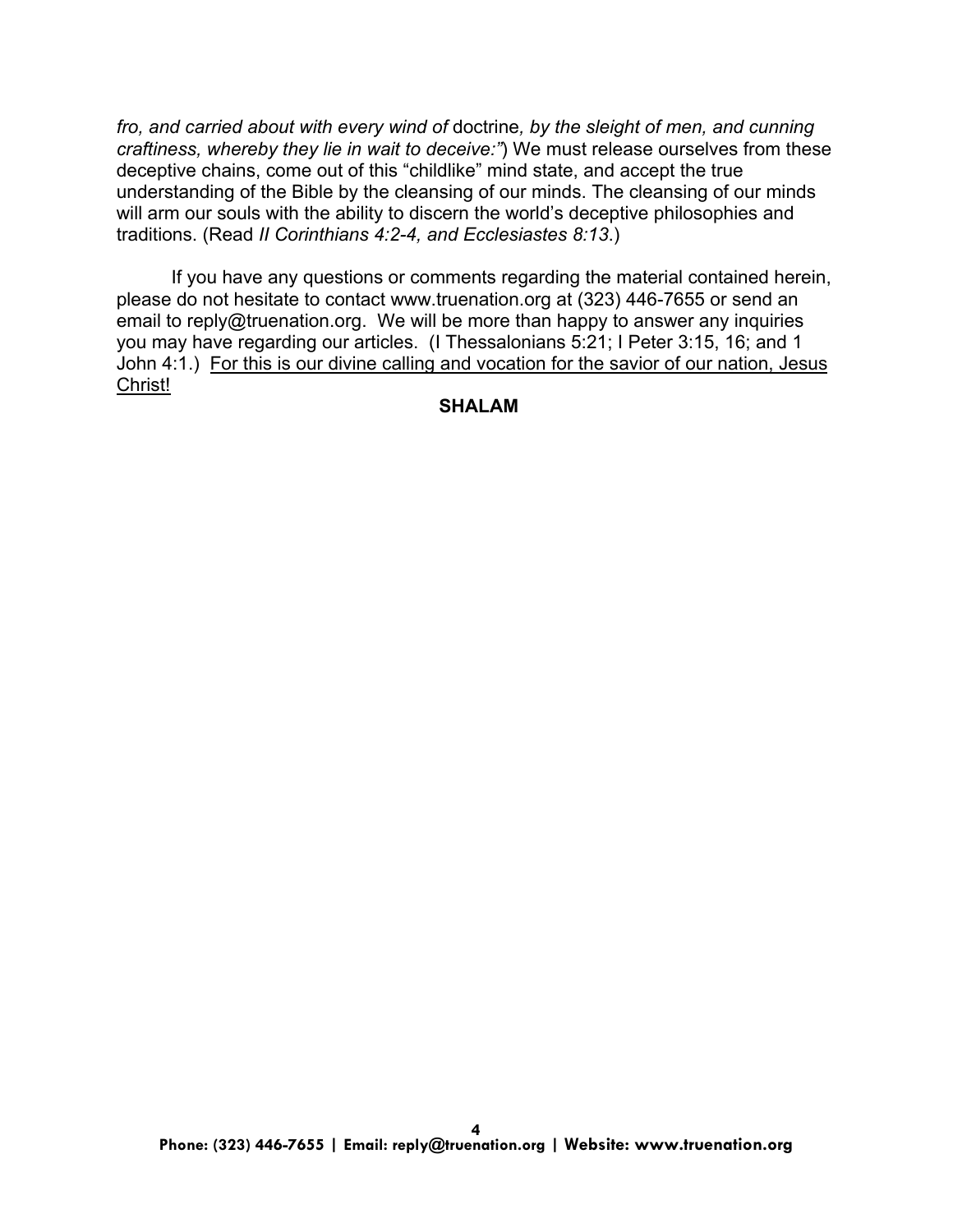*fro, and carried about with every wind of* doctrine*, by the sleight of men, and cunning craftiness, whereby they lie in wait to deceive:"*) We must release ourselves from these deceptive chains, come out of this "childlike" mind state, and accept the true understanding of the Bible by the cleansing of our minds. The cleansing of our minds will arm our souls with the ability to discern the world's deceptive philosophies and traditions. (Read *II Corinthians 4:2-4, and Ecclesiastes 8:13*.)

If you have any questions or comments regarding the material contained herein, please do not hesitate to contact www.truenation.org at (323) 446-7655 or send an email to reply@truenation.org. We will be more than happy to answer any inquiries you may have regarding our articles. (I Thessalonians 5:21; I Peter 3:15, 16; and 1 John 4:1.) <u>For this is our divine calling and vocation for the savior of our nation, Jesus Christ!</u>

**SHALAM**